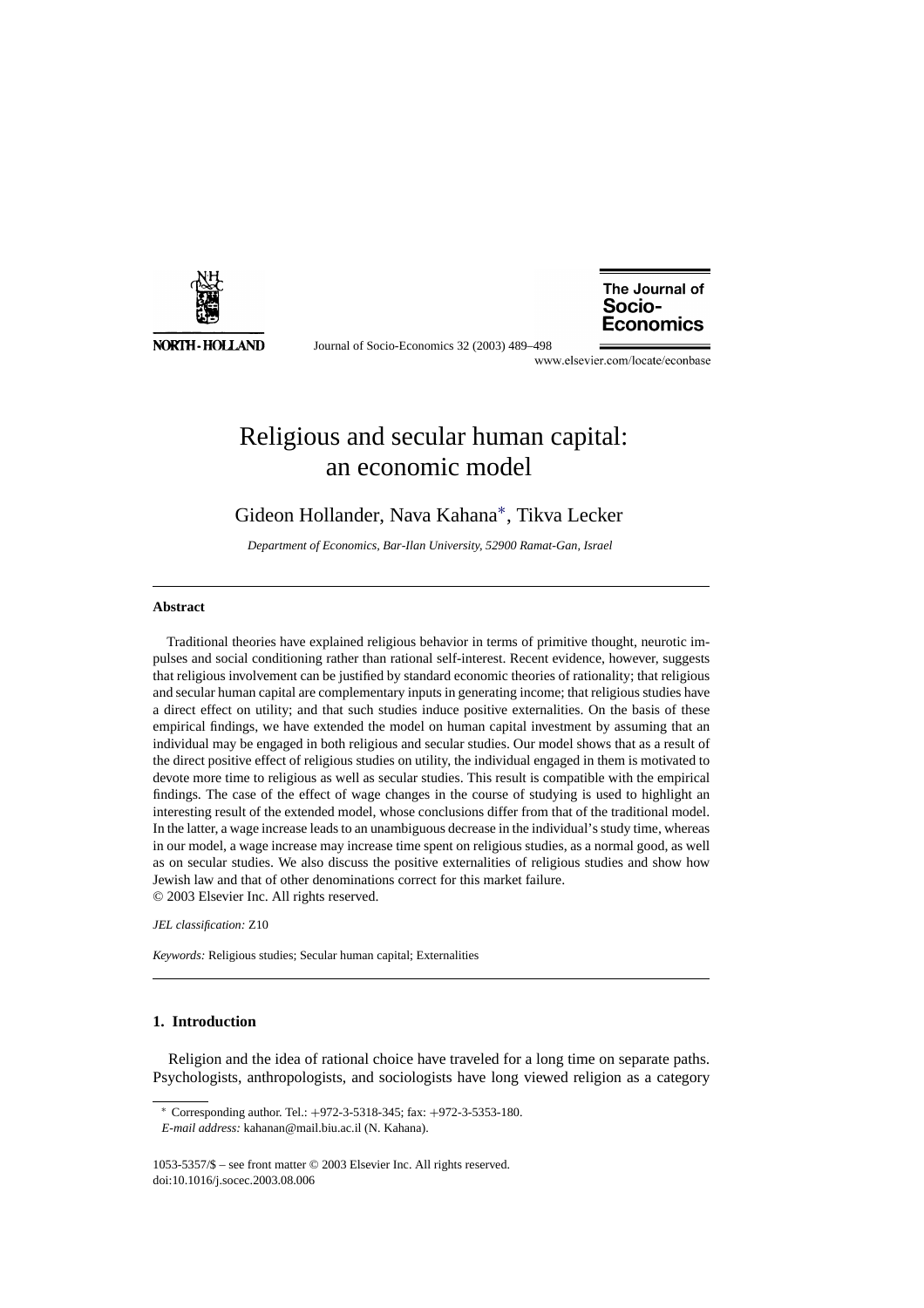# Religious and secular human capital: an economic model

Gideon Hollander, Nava Kahana*, Tikva Lecker

*Department of Economics, Bar-Ilan University, 52900 Ramat-Gan, Israel*

---

### Abstract

Traditional theories have explained religious behavior in terms of primitive thought, neurotic impulses and social conditioning rather than rational self-interest. Recent evidence, however, suggests that religious involvement can be justified by standard economic theories of rationality; that religious and secular human capital are complementary inputs in generating income; that religious studies have a direct effect on utility; and that such studies induce positive externalities. On the basis of these empirical findings, we have extended the model on human capital investment by assuming that an individual may be engaged in both religious and secular studies. Our model shows that as a result of the direct positive effect of religious studies on utility, the individual engaged in them is motivated to devote more time to religious as well as secular studies. This result is compatible with the empirical findings. The case of the effect of wage changes in the course of studying is used to highlight an interesting result of the extended model, whose conclusions differ from that of the traditional model. In the latter, a wage increase leads to an unambiguous decrease in the individual's study time, whereas in our model, a wage increase may increase time spent on religious studies, as a normal good, as well as on secular studies. We also discuss the positive externalities of religious studies and show how Jewish law and that of other denominations correct for this market failure.

© 2003 Elsevier Inc. All rights reserved.

*JEL classification:* Z10

*Keywords:* Religious studies; Secular human capital; Externalities

---

## 1. Introduction

Religion and the idea of rational choice have traveled for a long time on separate paths. Psychologists, anthropologists, and sociologists have long viewed religion as a category

---

* Corresponding author. Tel.: +972-3-5318-345; fax: +972-3-5353-180.
*E-mail address:* kahanan@mail.biu.ac.il (N. Kahana).

1053-5357/$ – see front matter © 2003 Elsevier Inc. All rights reserved.
doi:10.1016/j.socec.2003.08.006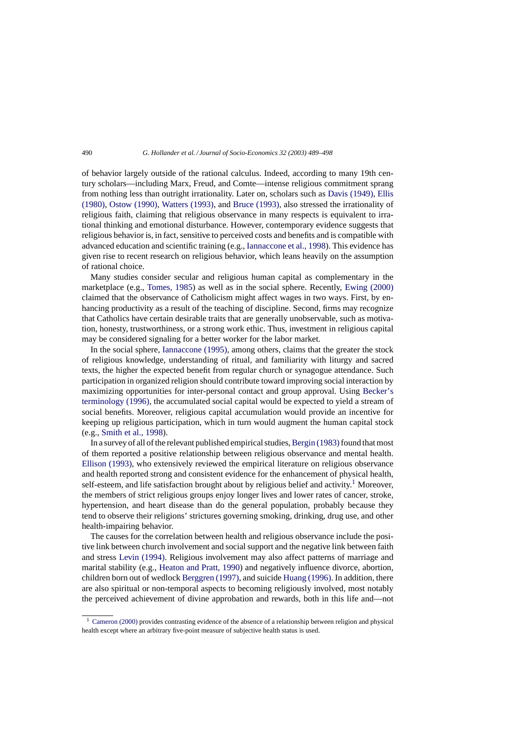of behavior largely outside of the rational calculus. Indeed, according to many 19th century scholars—including Marx, Freud, and Comte—intense religious commitment sprang from nothing less than outright irrationality. Later on, scholars such as Davis (1949), Ellis (1980), Ostow (1990), Watters (1993), and Bruce (1993), also stressed the irrationality of religious faith, claiming that religious observance in many respects is equivalent to irrational thinking and emotional disturbance. However, contemporary evidence suggests that religious behavior is, in fact, sensitive to perceived costs and benefits and is compatible with advanced education and scientific training (e.g., Iannaccone et al., 1998). This evidence has given rise to recent research on religious behavior, which leans heavily on the assumption of rational choice.

Many studies consider secular and religious human capital as complementary in the marketplace (e.g., Tomes, 1985) as well as in the social sphere. Recently, Ewing (2000) claimed that the observance of Catholicism might affect wages in two ways. First, by enhancing productivity as a result of the teaching of discipline. Second, firms may recognize that Catholics have certain desirable traits that are generally unobservable, such as motivation, honesty, trustworthiness, or a strong work ethic. Thus, investment in religious capital may be considered signaling for a better worker for the labor market.

In the social sphere, Iannaccone (1995), among others, claims that the greater the stock of religious knowledge, understanding of ritual, and familiarity with liturgy and sacred texts, the higher the expected benefit from regular church or synagogue attendance. Such participation in organized religion should contribute toward improving social interaction by maximizing opportunities for inter-personal contact and group approval. Using Becker's terminology (1996), the accumulated social capital would be expected to yield a stream of social benefits. Moreover, religious capital accumulation would provide an incentive for keeping up religious participation, which in turn would augment the human capital stock (e.g., Smith et al., 1998).

In a survey of all of the relevant published empirical studies, Bergin (1983) found that most of them reported a positive relationship between religious observance and mental health. Ellison (1993), who extensively reviewed the empirical literature on religious observance and health reported strong and consistent evidence for the enhancement of physical health, self-esteem, and life satisfaction brought about by religious belief and activity.[1] Moreover, the members of strict religious groups enjoy longer lives and lower rates of cancer, stroke, hypertension, and heart disease than do the general population, probably because they tend to observe their religions' strictures governing smoking, drinking, drug use, and other health-impairing behavior.

The causes for the correlation between health and religious observance include the positive link between church involvement and social support and the negative link between faith and stress Levin (1994). Religious involvement may also affect patterns of marriage and marital stability (e.g., Heaton and Pratt, 1990) and negatively influence divorce, abortion, children born out of wedlock Berggren (1997), and suicide Huang (1996). In addition, there are also spiritual or non-temporal aspects to becoming religiously involved, most notably the perceived achievement of divine approbation and rewards, both in this life and—not

[1] Cameron (2000) provides contrasting evidence of the absence of a relationship between religion and physical health except where an arbitrary five-point measure of subjective health status is used.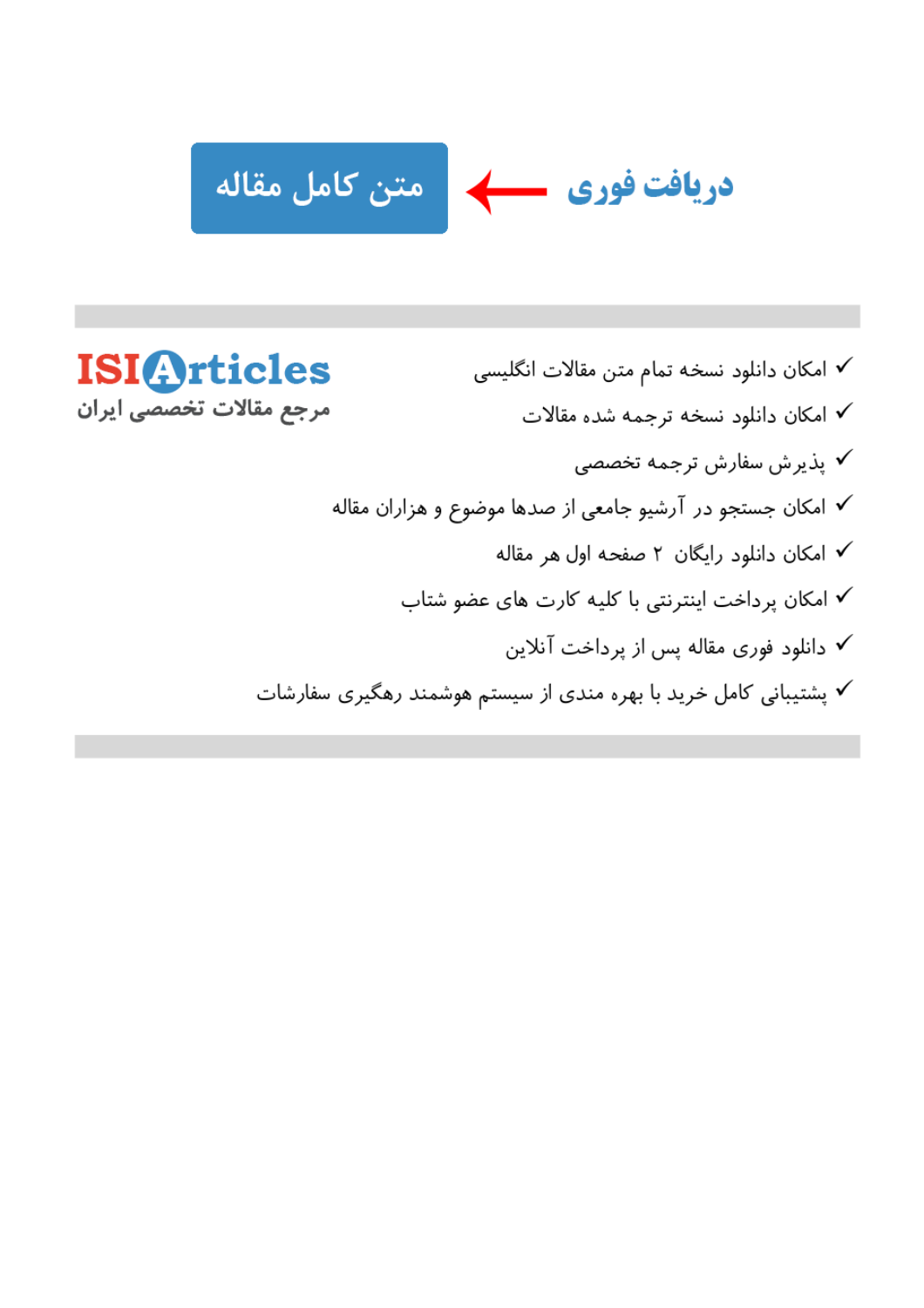دریافت فوری ← **متن کامل مقاله**

**ISIArticles**
مرجع مقالات تخصصی ایران

- ✓ امکان دانلود نسخه تمام متن مقالات انگلیسی
- ✓ امکان دانلود نسخه ترجمه شده مقالات
- ✓ پذیرش سفارش ترجمه تخصصی
- ✓ امکان جستجو در آرشیو جامعی از صدها موضوع و هزاران مقاله
- ✓ امکان دانلود رایگان ۲ صفحه اول هر مقاله
- ✓ امکان پرداخت اینترنتی با کلیه کارت های عضو شتاب
- ✓ دانلود فوری مقاله پس از پرداخت آنلاین
- ✓ پشتیبانی کامل خرید با بهره مندی از سیستم هوشمند رهگیری سفارشات